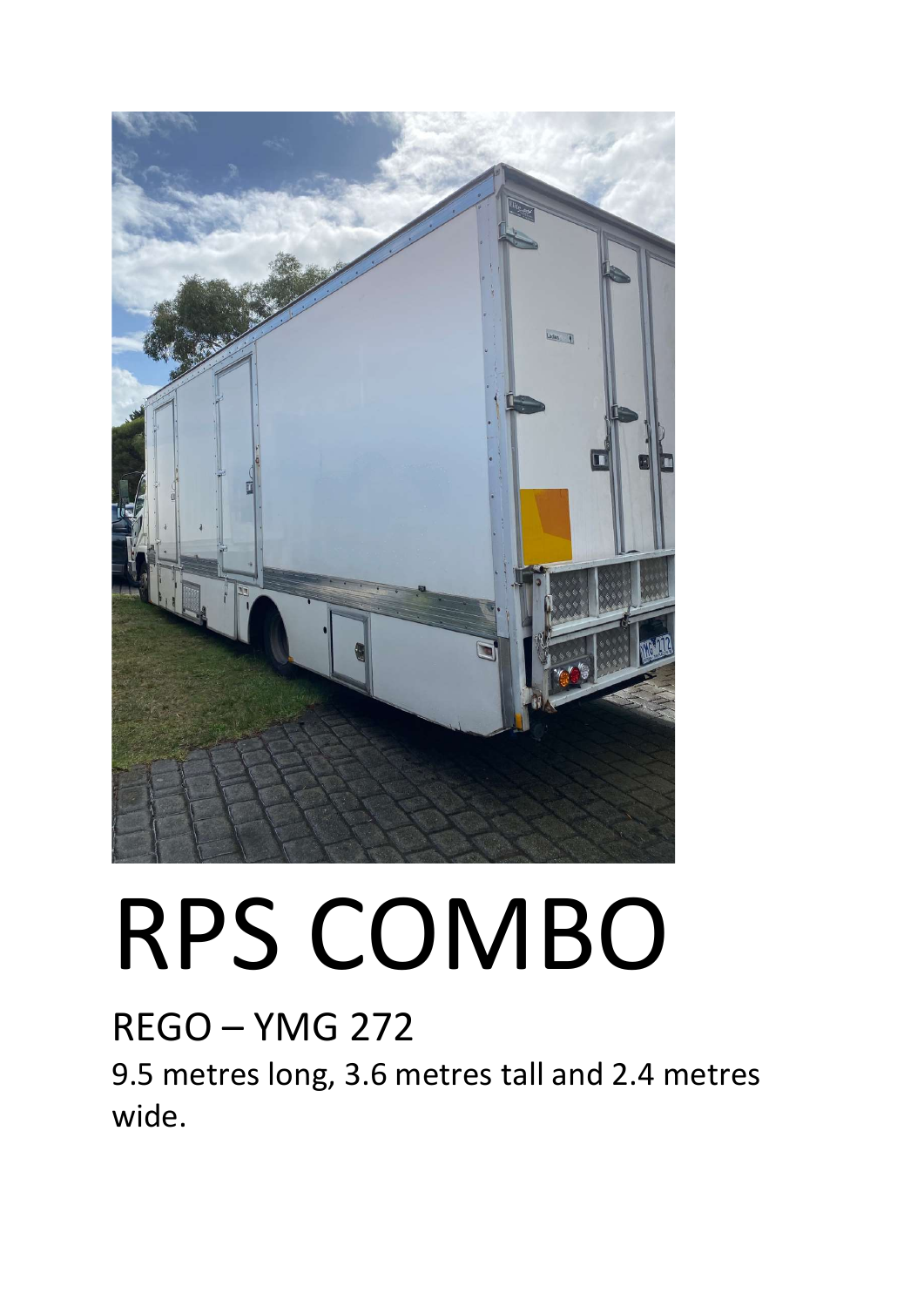# RPS COMBO

## REGO – YMG 272

9.5 metres long, 3.6 metres tall and 2.4 metres wide.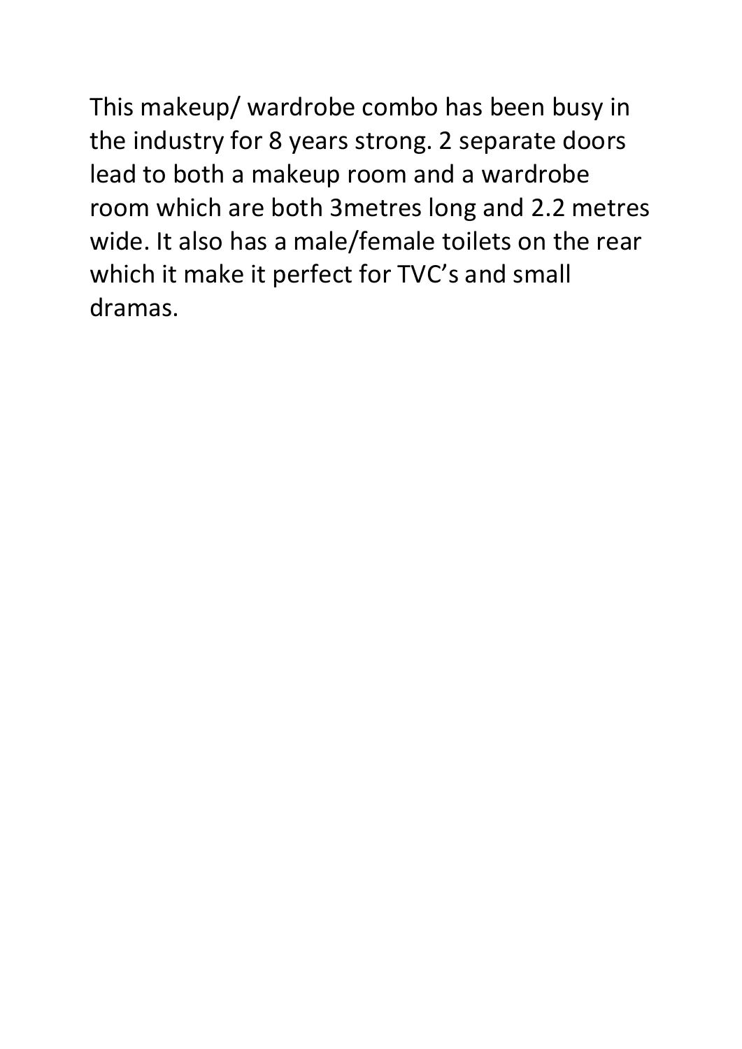This makeup/ wardrobe combo has been busy in the industry for 8 years strong. 2 separate doors lead to both a makeup room and a wardrobe room which are both 3metres long and 2.2 metres wide. It also has a male/female toilets on the rear which it make it perfect for TVC's and small dramas.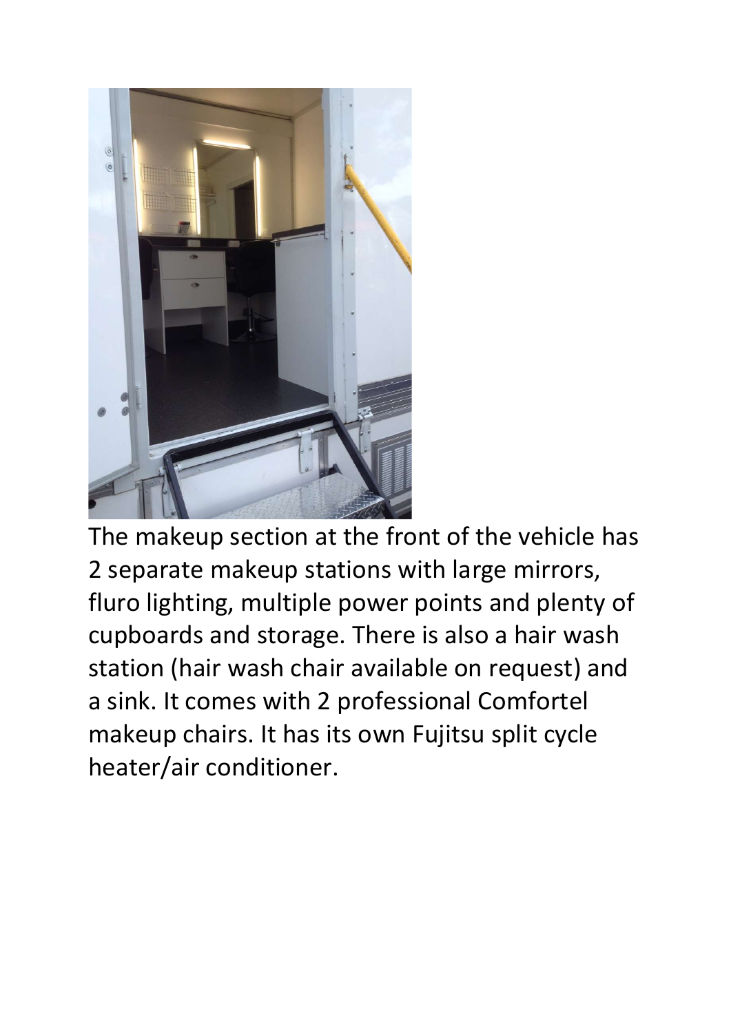The makeup section at the front of the vehicle has 2 separate makeup stations with large mirrors, fluro lighting, multiple power points and plenty of cupboards and storage. There is also a hair wash station (hair wash chair available on request) and a sink. It comes with 2 professional Comfortel makeup chairs. It has its own Fujitsu split cycle heater/air conditioner.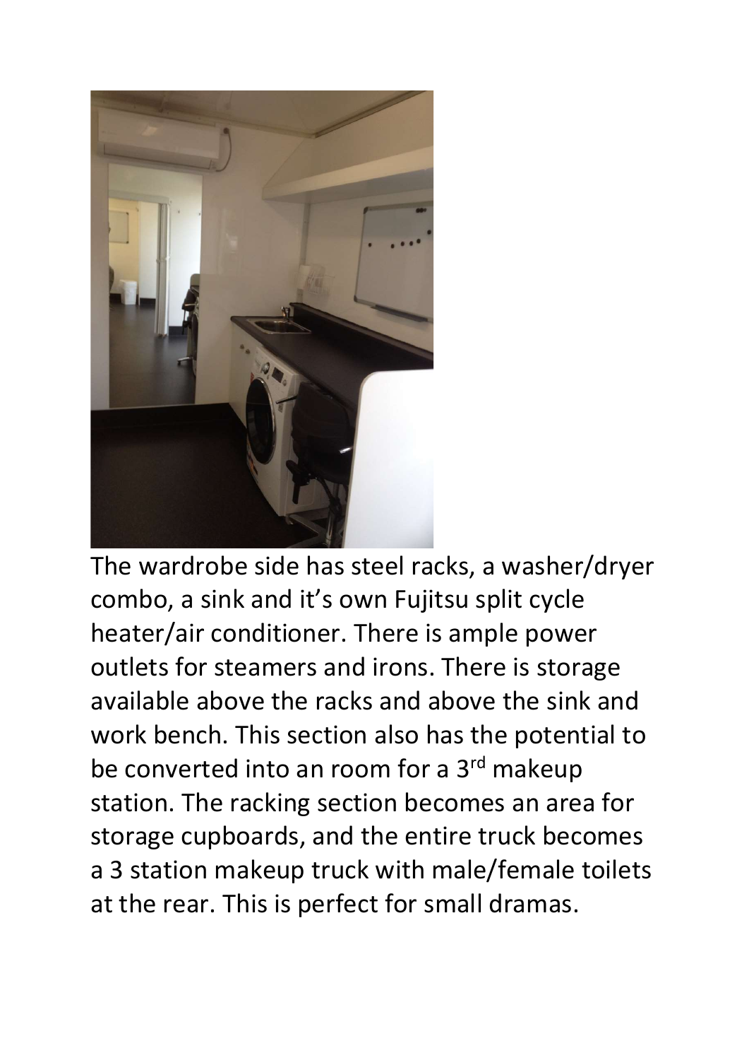The wardrobe side has steel racks, a washer/dryer combo, a sink and it's own Fujitsu split cycle heater/air conditioner. There is ample power outlets for steamers and irons. There is storage available above the racks and above the sink and work bench. This section also has the potential to be converted into an room for a 3rd makeup station. The racking section becomes an area for storage cupboards, and the entire truck becomes a 3 station makeup truck with male/female toilets at the rear. This is perfect for small dramas.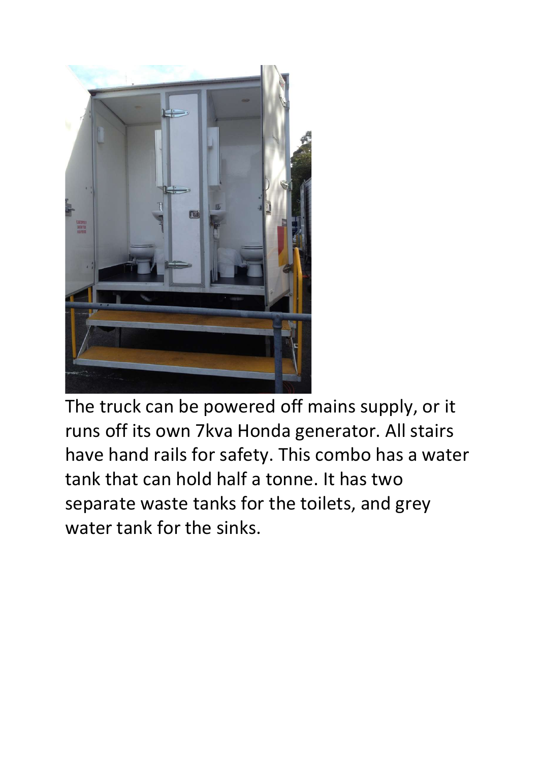The truck can be powered off mains supply, or it runs off its own 7kva Honda generator. All stairs have hand rails for safety. This combo has a water tank that can hold half a tonne. It has two separate waste tanks for the toilets, and grey water tank for the sinks.